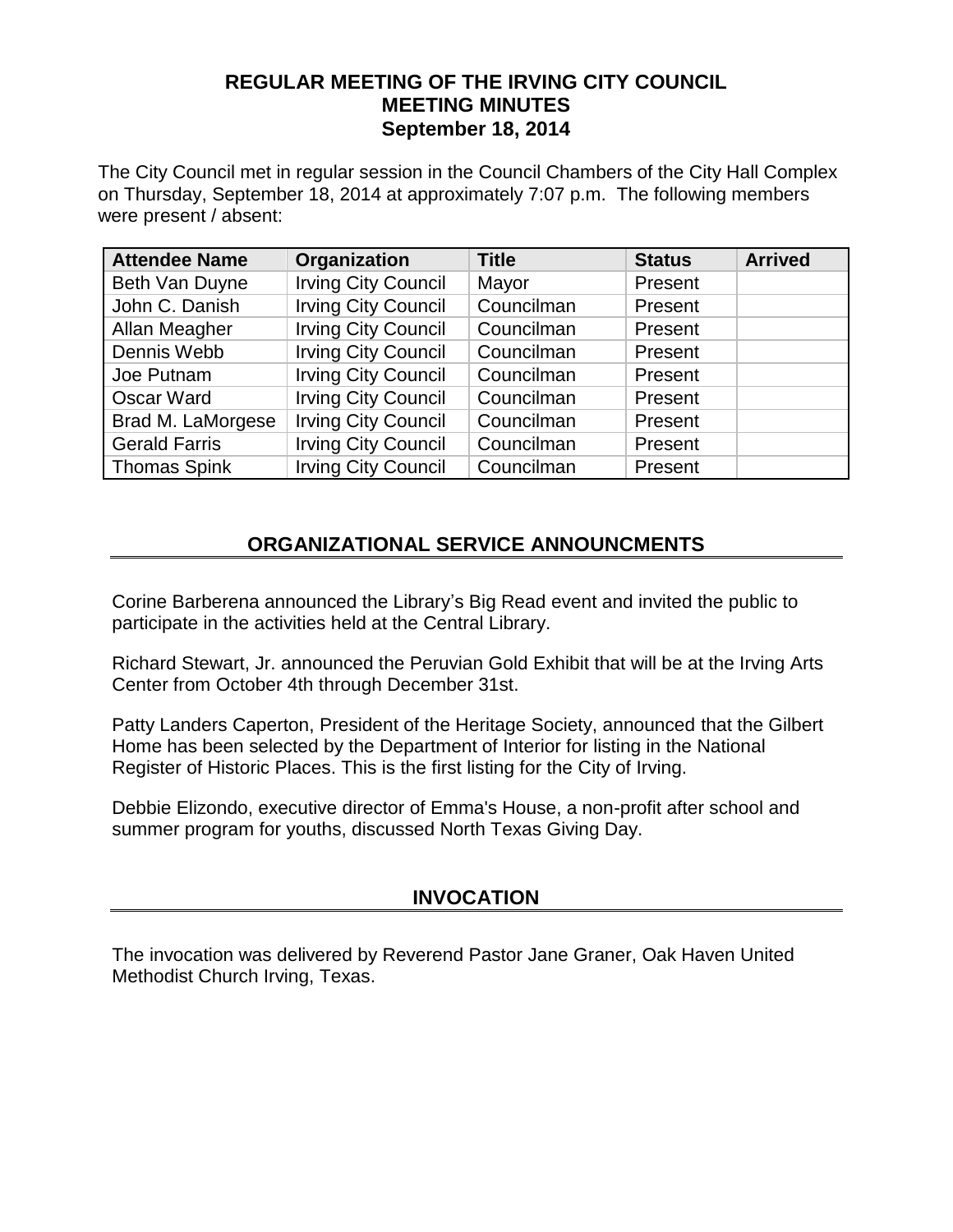# REGULAR MEETING OF THE IRVING CITY COUNCIL
# MEETING MINUTES
# September 18, 2014

The City Council met in regular session in the Council Chambers of the City Hall Complex on Thursday, September 18, 2014 at approximately 7:07 p.m. The following members were present / absent:

| Attendee Name | Organization | Title | Status | Arrived |
|---|---|---|---|---|
| Beth Van Duyne | Irving City Council | Mayor | Present | |
| John C. Danish | Irving City Council | Councilman | Present | |
| Allan Meagher | Irving City Council | Councilman | Present | |
| Dennis Webb | Irving City Council | Councilman | Present | |
| Joe Putnam | Irving City Council | Councilman | Present | |
| Oscar Ward | Irving City Council | Councilman | Present | |
| Brad M. LaMorgese | Irving City Council | Councilman | Present | |
| Gerald Farris | Irving City Council | Councilman | Present | |
| Thomas Spink | Irving City Council | Councilman | Present | |

## ORGANIZATIONAL SERVICE ANNOUNCMENTS

Corine Barberena announced the Library's Big Read event and invited the public to participate in the activities held at the Central Library.

Richard Stewart, Jr. announced the Peruvian Gold Exhibit that will be at the Irving Arts Center from October 4th through December 31st.

Patty Landers Caperton, President of the Heritage Society, announced that the Gilbert Home has been selected by the Department of Interior for listing in the National Register of Historic Places. This is the first listing for the City of Irving.

Debbie Elizondo, executive director of Emma's House, a non-profit after school and summer program for youths, discussed North Texas Giving Day.

## INVOCATION

The invocation was delivered by Reverend Pastor Jane Graner, Oak Haven United Methodist Church Irving, Texas.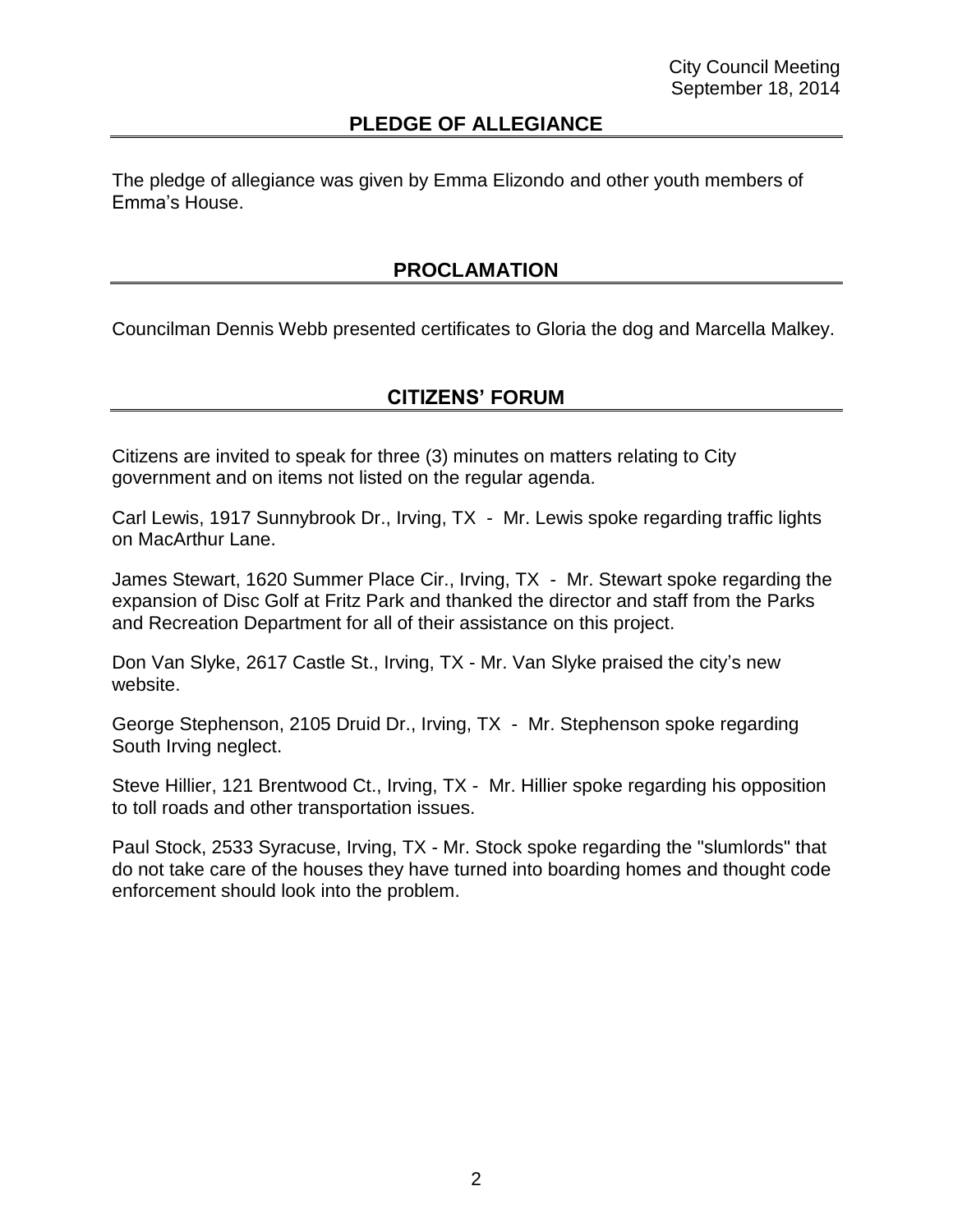## PLEDGE OF ALLEGIANCE

The pledge of allegiance was given by Emma Elizondo and other youth members of Emma's House.

## PROCLAMATION

Councilman Dennis Webb presented certificates to Gloria the dog and Marcella Malkey.

## CITIZENS' FORUM

Citizens are invited to speak for three (3) minutes on matters relating to City government and on items not listed on the regular agenda.

Carl Lewis, 1917 Sunnybrook Dr., Irving, TX - Mr. Lewis spoke regarding traffic lights on MacArthur Lane.

James Stewart, 1620 Summer Place Cir., Irving, TX - Mr. Stewart spoke regarding the expansion of Disc Golf at Fritz Park and thanked the director and staff from the Parks and Recreation Department for all of their assistance on this project.

Don Van Slyke, 2617 Castle St., Irving, TX - Mr. Van Slyke praised the city's new website.

George Stephenson, 2105 Druid Dr., Irving, TX - Mr. Stephenson spoke regarding South Irving neglect.

Steve Hillier, 121 Brentwood Ct., Irving, TX - Mr. Hillier spoke regarding his opposition to toll roads and other transportation issues.

Paul Stock, 2533 Syracuse, Irving, TX - Mr. Stock spoke regarding the "slumlords" that do not take care of the houses they have turned into boarding homes and thought code enforcement should look into the problem.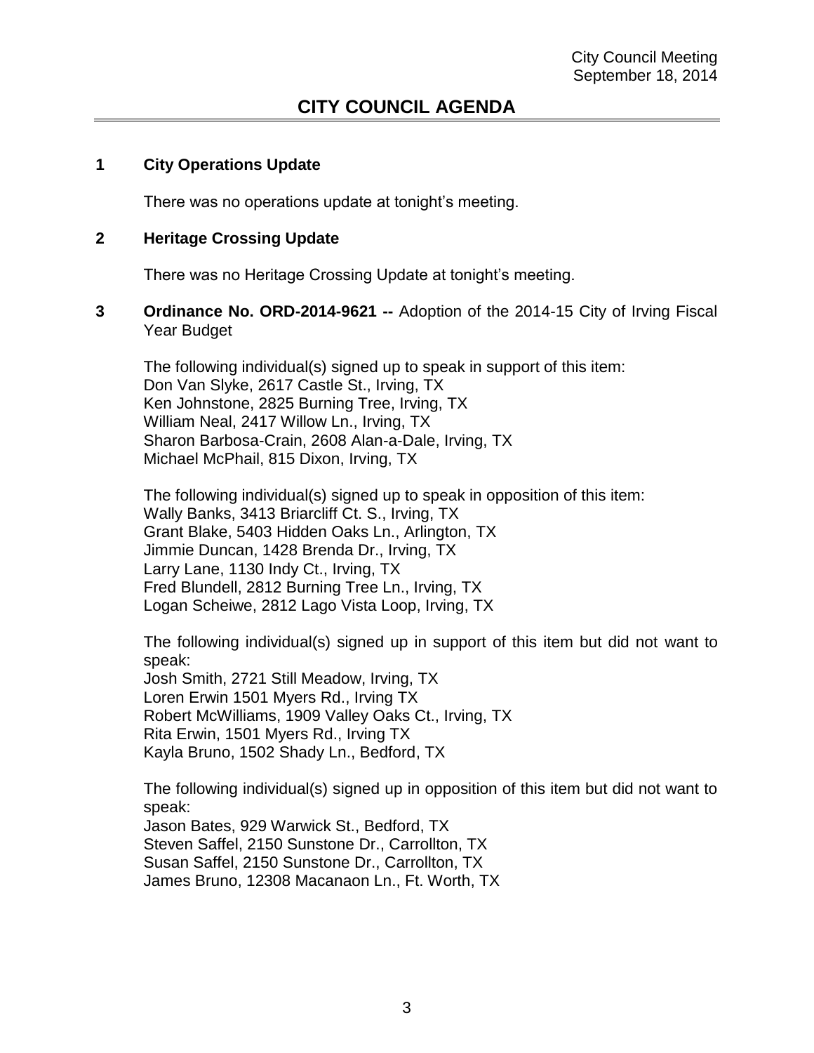# CITY COUNCIL AGENDA

## 1 City Operations Update

There was no operations update at tonight's meeting.

## 2 Heritage Crossing Update

There was no Heritage Crossing Update at tonight's meeting.

## 3 Ordinance No. ORD-2014-9621 -- Adoption of the 2014-15 City of Irving Fiscal Year Budget

The following individual(s) signed up to speak in support of this item:
Don Van Slyke, 2617 Castle St., Irving, TX
Ken Johnstone, 2825 Burning Tree, Irving, TX
William Neal, 2417 Willow Ln., Irving, TX
Sharon Barbosa-Crain, 2608 Alan-a-Dale, Irving, TX
Michael McPhail, 815 Dixon, Irving, TX

The following individual(s) signed up to speak in opposition of this item:
Wally Banks, 3413 Briarcliff Ct. S., Irving, TX
Grant Blake, 5403 Hidden Oaks Ln., Arlington, TX
Jimmie Duncan, 1428 Brenda Dr., Irving, TX
Larry Lane, 1130 Indy Ct., Irving, TX
Fred Blundell, 2812 Burning Tree Ln., Irving, TX
Logan Scheiwe, 2812 Lago Vista Loop, Irving, TX

The following individual(s) signed up in support of this item but did not want to speak:
Josh Smith, 2721 Still Meadow, Irving, TX
Loren Erwin 1501 Myers Rd., Irving TX
Robert McWilliams, 1909 Valley Oaks Ct., Irving, TX
Rita Erwin, 1501 Myers Rd., Irving TX
Kayla Bruno, 1502 Shady Ln., Bedford, TX

The following individual(s) signed up in opposition of this item but did not want to speak:
Jason Bates, 929 Warwick St., Bedford, TX
Steven Saffel, 2150 Sunstone Dr., Carrollton, TX
Susan Saffel, 2150 Sunstone Dr., Carrollton, TX
James Bruno, 12308 Macanaon Ln., Ft. Worth, TX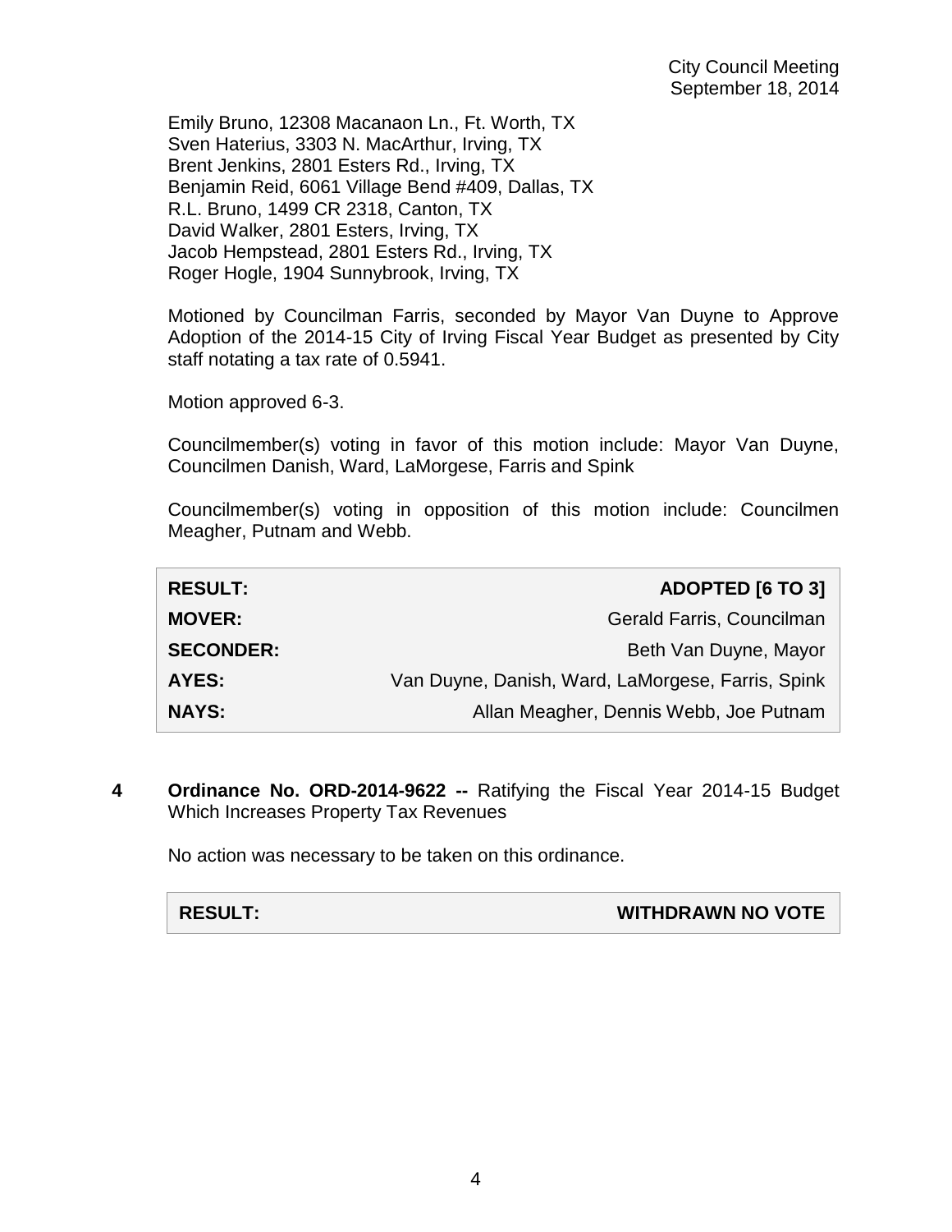Emily Bruno, 12308 Macanaon Ln., Ft. Worth, TX
Sven Haterius, 3303 N. MacArthur, Irving, TX
Brent Jenkins, 2801 Esters Rd., Irving, TX
Benjamin Reid, 6061 Village Bend #409, Dallas, TX
R.L. Bruno, 1499 CR 2318, Canton, TX
David Walker, 2801 Esters, Irving, TX
Jacob Hempstead, 2801 Esters Rd., Irving, TX
Roger Hogle, 1904 Sunnybrook, Irving, TX

Motioned by Councilman Farris, seconded by Mayor Van Duyne to Approve Adoption of the 2014-15 City of Irving Fiscal Year Budget as presented by City staff notating a tax rate of 0.5941.

Motion approved 6-3.

Councilmember(s) voting in favor of this motion include: Mayor Van Duyne, Councilmen Danish, Ward, LaMorgese, Farris and Spink

Councilmember(s) voting in opposition of this motion include: Councilmen Meagher, Putnam and Webb.

| | |
|---|---|
| **RESULT:** | **ADOPTED [6 TO 3]** |
| **MOVER:** | Gerald Farris, Councilman |
| **SECONDER:** | Beth Van Duyne, Mayor |
| **AYES:** | Van Duyne, Danish, Ward, LaMorgese, Farris, Spink |
| **NAYS:** | Allan Meagher, Dennis Webb, Joe Putnam |

**4 Ordinance No. ORD-2014-9622 --** Ratifying the Fiscal Year 2014-15 Budget Which Increases Property Tax Revenues

No action was necessary to be taken on this ordinance.

| | |
|---|---|
| **RESULT:** | **WITHDRAWN NO VOTE** |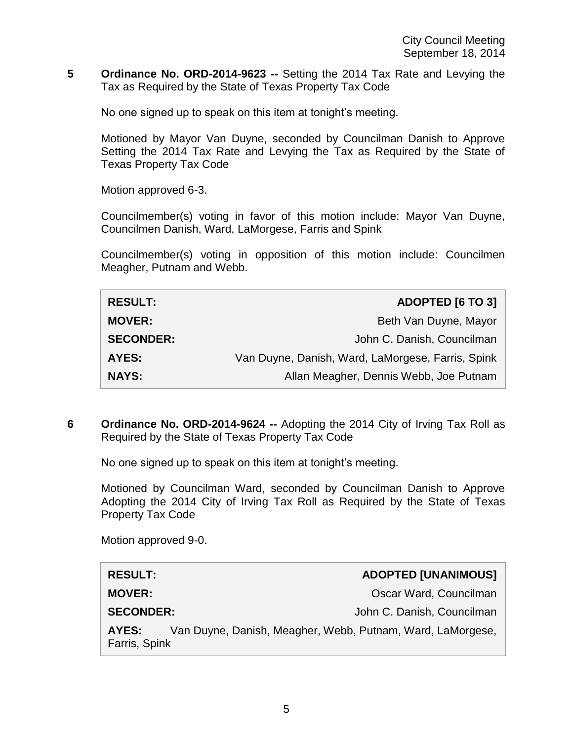**5 Ordinance No. ORD-2014-9623 --** Setting the 2014 Tax Rate and Levying the Tax as Required by the State of Texas Property Tax Code

No one signed up to speak on this item at tonight's meeting.

Motioned by Mayor Van Duyne, seconded by Councilman Danish to Approve Setting the 2014 Tax Rate and Levying the Tax as Required by the State of Texas Property Tax Code

Motion approved 6-3.

Councilmember(s) voting in favor of this motion include: Mayor Van Duyne, Councilmen Danish, Ward, LaMorgese, Farris and Spink

Councilmember(s) voting in opposition of this motion include: Councilmen Meagher, Putnam and Webb.

| | |
|---|---|
| **RESULT:** | **ADOPTED [6 TO 3]** |
| **MOVER:** | Beth Van Duyne, Mayor |
| **SECONDER:** | John C. Danish, Councilman |
| **AYES:** | Van Duyne, Danish, Ward, LaMorgese, Farris, Spink |
| **NAYS:** | Allan Meagher, Dennis Webb, Joe Putnam |

**6 Ordinance No. ORD-2014-9624 --** Adopting the 2014 City of Irving Tax Roll as Required by the State of Texas Property Tax Code

No one signed up to speak on this item at tonight's meeting.

Motioned by Councilman Ward, seconded by Councilman Danish to Approve Adopting the 2014 City of Irving Tax Roll as Required by the State of Texas Property Tax Code

Motion approved 9-0.

| | |
|---|---|
| **RESULT:** | **ADOPTED [UNANIMOUS]** |
| **MOVER:** | Oscar Ward, Councilman |
| **SECONDER:** | John C. Danish, Councilman |
| **AYES:** | Van Duyne, Danish, Meagher, Webb, Putnam, Ward, LaMorgese, Farris, Spink |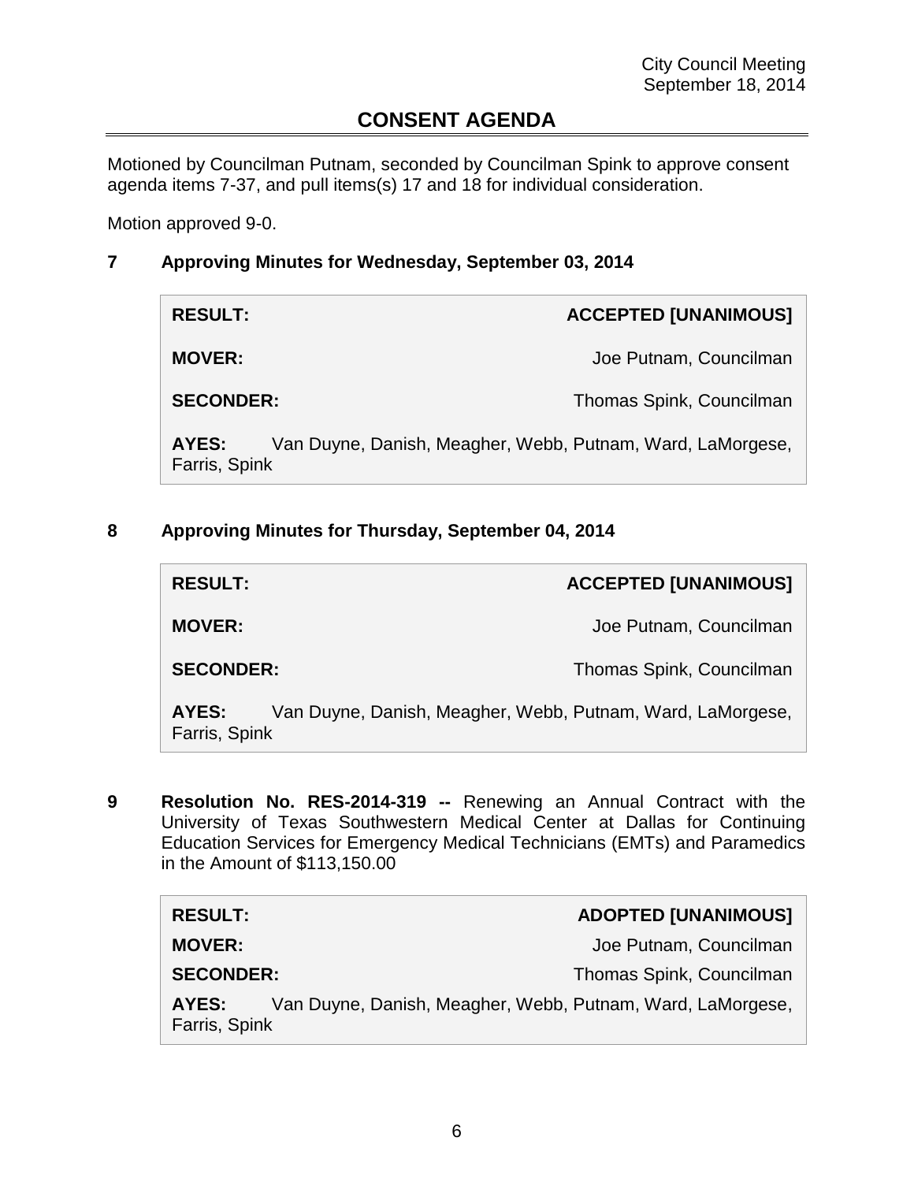## CONSENT AGENDA

Motioned by Councilman Putnam, seconded by Councilman Spink to approve consent agenda items 7-37, and pull items(s) 17 and 18 for individual consideration.

Motion approved 9-0.

### 7 Approving Minutes for Wednesday, September 03, 2014

| | |
|---|---|
| **RESULT:** | **ACCEPTED [UNANIMOUS]** |
| **MOVER:** | Joe Putnam, Councilman |
| **SECONDER:** | Thomas Spink, Councilman |
| **AYES:** | Van Duyne, Danish, Meagher, Webb, Putnam, Ward, LaMorgese, Farris, Spink |

### 8 Approving Minutes for Thursday, September 04, 2014

| | |
|---|---|
| **RESULT:** | **ACCEPTED [UNANIMOUS]** |
| **MOVER:** | Joe Putnam, Councilman |
| **SECONDER:** | Thomas Spink, Councilman |
| **AYES:** | Van Duyne, Danish, Meagher, Webb, Putnam, Ward, LaMorgese, Farris, Spink |

### 9 **Resolution No. RES-2014-319 --** Renewing an Annual Contract with the University of Texas Southwestern Medical Center at Dallas for Continuing Education Services for Emergency Medical Technicians (EMTs) and Paramedics in the Amount of $113,150.00

| | |
|---|---|
| **RESULT:** | **ADOPTED [UNANIMOUS]** |
| **MOVER:** | Joe Putnam, Councilman |
| **SECONDER:** | Thomas Spink, Councilman |
| **AYES:** | Van Duyne, Danish, Meagher, Webb, Putnam, Ward, LaMorgese, Farris, Spink |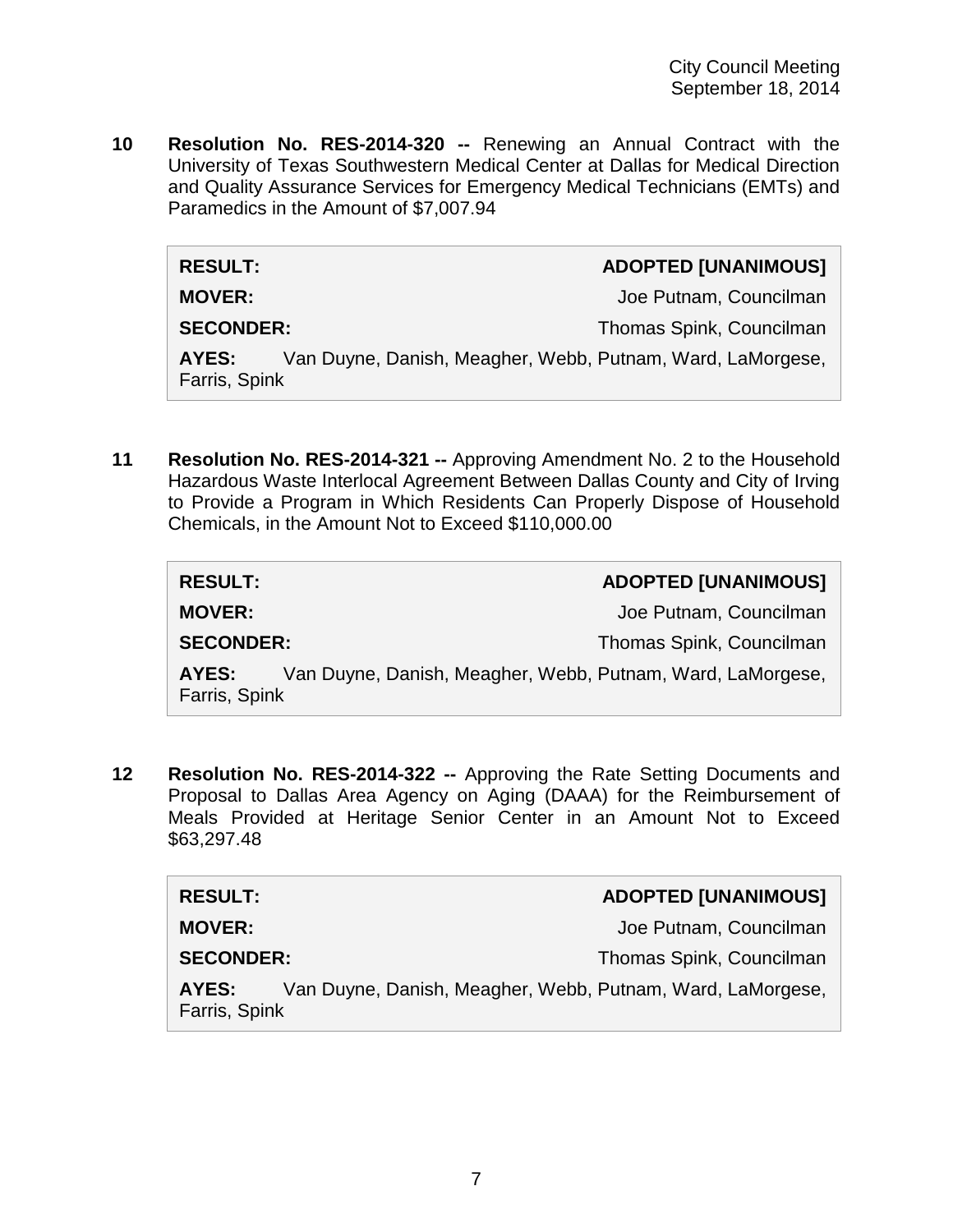**10 Resolution No. RES-2014-320 --** Renewing an Annual Contract with the University of Texas Southwestern Medical Center at Dallas for Medical Direction and Quality Assurance Services for Emergency Medical Technicians (EMTs) and Paramedics in the Amount of $7,007.94

| **RESULT:** | **ADOPTED [UNANIMOUS]** |
| --- | --- |
| **MOVER:** | Joe Putnam, Councilman |
| **SECONDER:** | Thomas Spink, Councilman |
| **AYES:** | Van Duyne, Danish, Meagher, Webb, Putnam, Ward, LaMorgese, Farris, Spink |

**11 Resolution No. RES-2014-321 --** Approving Amendment No. 2 to the Household Hazardous Waste Interlocal Agreement Between Dallas County and City of Irving to Provide a Program in Which Residents Can Properly Dispose of Household Chemicals, in the Amount Not to Exceed $110,000.00

| **RESULT:** | **ADOPTED [UNANIMOUS]** |
| --- | --- |
| **MOVER:** | Joe Putnam, Councilman |
| **SECONDER:** | Thomas Spink, Councilman |
| **AYES:** | Van Duyne, Danish, Meagher, Webb, Putnam, Ward, LaMorgese, Farris, Spink |

**12 Resolution No. RES-2014-322 --** Approving the Rate Setting Documents and Proposal to Dallas Area Agency on Aging (DAAA) for the Reimbursement of Meals Provided at Heritage Senior Center in an Amount Not to Exceed $63,297.48

| **RESULT:** | **ADOPTED [UNANIMOUS]** |
| --- | --- |
| **MOVER:** | Joe Putnam, Councilman |
| **SECONDER:** | Thomas Spink, Councilman |
| **AYES:** | Van Duyne, Danish, Meagher, Webb, Putnam, Ward, LaMorgese, Farris, Spink |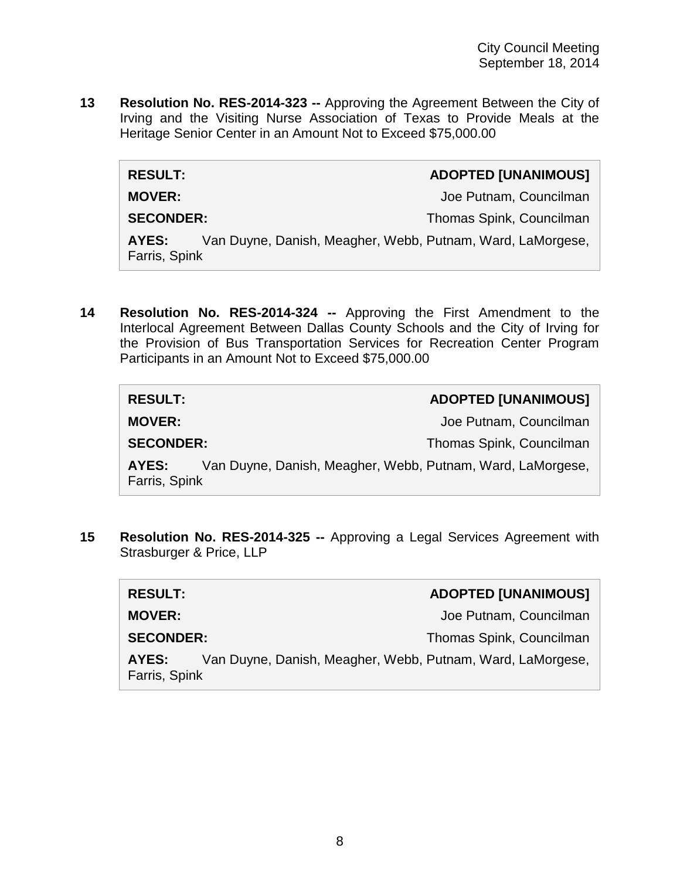**13 Resolution No. RES-2014-323 --** Approving the Agreement Between the City of Irving and the Visiting Nurse Association of Texas to Provide Meals at the Heritage Senior Center in an Amount Not to Exceed $75,000.00

| | |
|---|---|
| **RESULT:** | **ADOPTED [UNANIMOUS]** |
| **MOVER:** | Joe Putnam, Councilman |
| **SECONDER:** | Thomas Spink, Councilman |
| **AYES:** | Van Duyne, Danish, Meagher, Webb, Putnam, Ward, LaMorgese, Farris, Spink |

**14 Resolution No. RES-2014-324 --** Approving the First Amendment to the Interlocal Agreement Between Dallas County Schools and the City of Irving for the Provision of Bus Transportation Services for Recreation Center Program Participants in an Amount Not to Exceed $75,000.00

| | |
|---|---|
| **RESULT:** | **ADOPTED [UNANIMOUS]** |
| **MOVER:** | Joe Putnam, Councilman |
| **SECONDER:** | Thomas Spink, Councilman |
| **AYES:** | Van Duyne, Danish, Meagher, Webb, Putnam, Ward, LaMorgese, Farris, Spink |

**15 Resolution No. RES-2014-325 --** Approving a Legal Services Agreement with Strasburger & Price, LLP

| | |
|---|---|
| **RESULT:** | **ADOPTED [UNANIMOUS]** |
| **MOVER:** | Joe Putnam, Councilman |
| **SECONDER:** | Thomas Spink, Councilman |
| **AYES:** | Van Duyne, Danish, Meagher, Webb, Putnam, Ward, LaMorgese, Farris, Spink |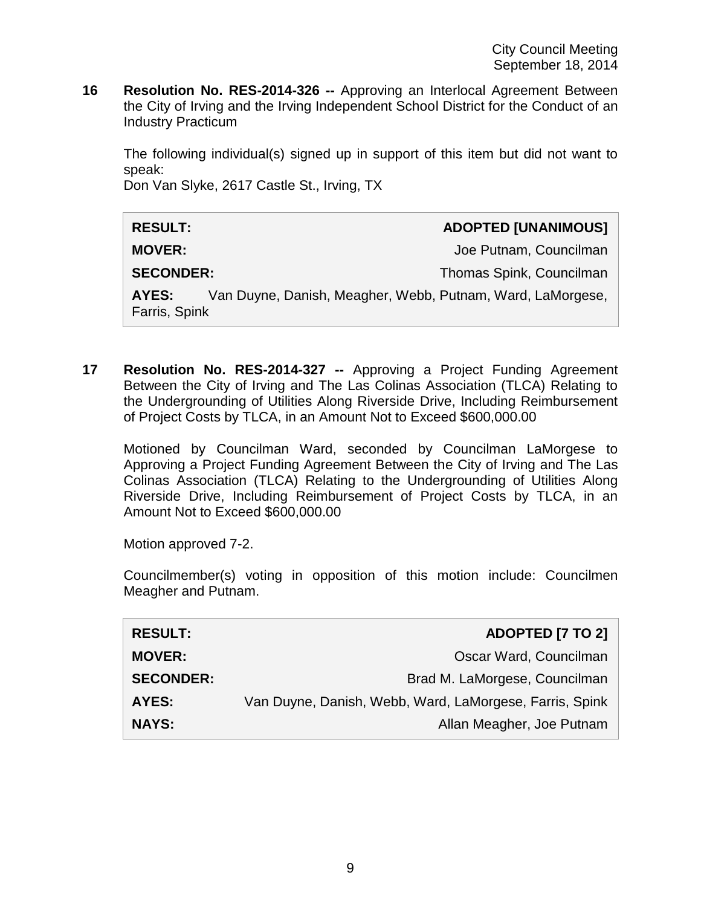**16 Resolution No. RES-2014-326 --** Approving an Interlocal Agreement Between the City of Irving and the Irving Independent School District for the Conduct of an Industry Practicum

The following individual(s) signed up in support of this item but did not want to speak:
Don Van Slyke, 2617 Castle St., Irving, TX

| | |
|---|---|
| **RESULT:** | **ADOPTED [UNANIMOUS]** |
| **MOVER:** | Joe Putnam, Councilman |
| **SECONDER:** | Thomas Spink, Councilman |
| **AYES:** | Van Duyne, Danish, Meagher, Webb, Putnam, Ward, LaMorgese, Farris, Spink |

**17 Resolution No. RES-2014-327 --** Approving a Project Funding Agreement Between the City of Irving and The Las Colinas Association (TLCA) Relating to the Undergrounding of Utilities Along Riverside Drive, Including Reimbursement of Project Costs by TLCA, in an Amount Not to Exceed $600,000.00

Motioned by Councilman Ward, seconded by Councilman LaMorgese to Approving a Project Funding Agreement Between the City of Irving and The Las Colinas Association (TLCA) Relating to the Undergrounding of Utilities Along Riverside Drive, Including Reimbursement of Project Costs by TLCA, in an Amount Not to Exceed $600,000.00

Motion approved 7-2.

Councilmember(s) voting in opposition of this motion include: Councilmen Meagher and Putnam.

| | |
|---|---|
| **RESULT:** | **ADOPTED [7 TO 2]** |
| **MOVER:** | Oscar Ward, Councilman |
| **SECONDER:** | Brad M. LaMorgese, Councilman |
| **AYES:** | Van Duyne, Danish, Webb, Ward, LaMorgese, Farris, Spink |
| **NAYS:** | Allan Meagher, Joe Putnam |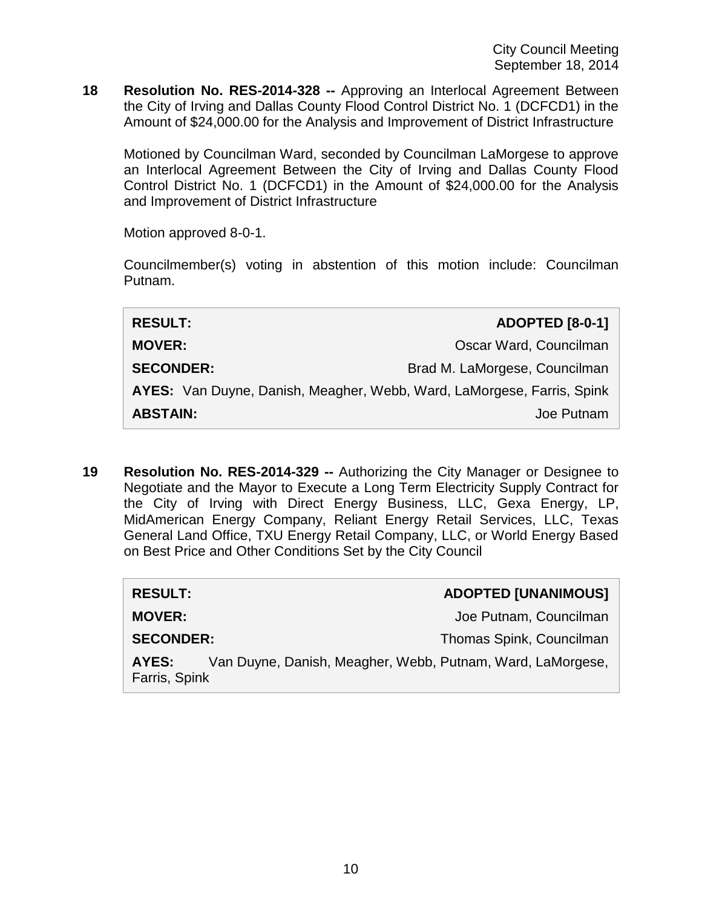**18 Resolution No. RES-2014-328 --** Approving an Interlocal Agreement Between the City of Irving and Dallas County Flood Control District No. 1 (DCFCD1) in the Amount of $24,000.00 for the Analysis and Improvement of District Infrastructure

Motioned by Councilman Ward, seconded by Councilman LaMorgese to approve an Interlocal Agreement Between the City of Irving and Dallas County Flood Control District No. 1 (DCFCD1) in the Amount of $24,000.00 for the Analysis and Improvement of District Infrastructure

Motion approved 8-0-1.

Councilmember(s) voting in abstention of this motion include: Councilman Putnam.

| | |
|---|---|
| **RESULT:** | **ADOPTED [8-0-1]** |
| **MOVER:** | Oscar Ward, Councilman |
| **SECONDER:** | Brad M. LaMorgese, Councilman |
| **AYES:** | Van Duyne, Danish, Meagher, Webb, Ward, LaMorgese, Farris, Spink |
| **ABSTAIN:** | Joe Putnam |

**19 Resolution No. RES-2014-329 --** Authorizing the City Manager or Designee to Negotiate and the Mayor to Execute a Long Term Electricity Supply Contract for the City of Irving with Direct Energy Business, LLC, Gexa Energy, LP, MidAmerican Energy Company, Reliant Energy Retail Services, LLC, Texas General Land Office, TXU Energy Retail Company, LLC, or World Energy Based on Best Price and Other Conditions Set by the City Council

| | |
|---|---|
| **RESULT:** | **ADOPTED [UNANIMOUS]** |
| **MOVER:** | Joe Putnam, Councilman |
| **SECONDER:** | Thomas Spink, Councilman |
| **AYES:** | Van Duyne, Danish, Meagher, Webb, Putnam, Ward, LaMorgese, Farris, Spink |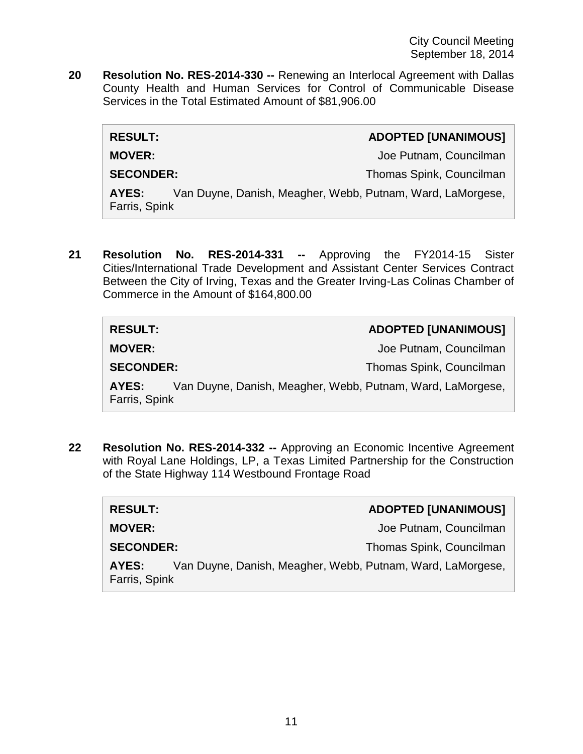**20 Resolution No. RES-2014-330 --** Renewing an Interlocal Agreement with Dallas County Health and Human Services for Control of Communicable Disease Services in the Total Estimated Amount of $81,906.00

| | |
|---|---|
| **RESULT:** | **ADOPTED [UNANIMOUS]** |
| **MOVER:** | Joe Putnam, Councilman |
| **SECONDER:** | Thomas Spink, Councilman |
| **AYES:** | Van Duyne, Danish, Meagher, Webb, Putnam, Ward, LaMorgese, Farris, Spink |

**21 Resolution No. RES-2014-331 --** Approving the FY2014-15 Sister Cities/International Trade Development and Assistant Center Services Contract Between the City of Irving, Texas and the Greater Irving-Las Colinas Chamber of Commerce in the Amount of $164,800.00

| | |
|---|---|
| **RESULT:** | **ADOPTED [UNANIMOUS]** |
| **MOVER:** | Joe Putnam, Councilman |
| **SECONDER:** | Thomas Spink, Councilman |
| **AYES:** | Van Duyne, Danish, Meagher, Webb, Putnam, Ward, LaMorgese, Farris, Spink |

**22 Resolution No. RES-2014-332 --** Approving an Economic Incentive Agreement with Royal Lane Holdings, LP, a Texas Limited Partnership for the Construction of the State Highway 114 Westbound Frontage Road

| | |
|---|---|
| **RESULT:** | **ADOPTED [UNANIMOUS]** |
| **MOVER:** | Joe Putnam, Councilman |
| **SECONDER:** | Thomas Spink, Councilman |
| **AYES:** | Van Duyne, Danish, Meagher, Webb, Putnam, Ward, LaMorgese, Farris, Spink |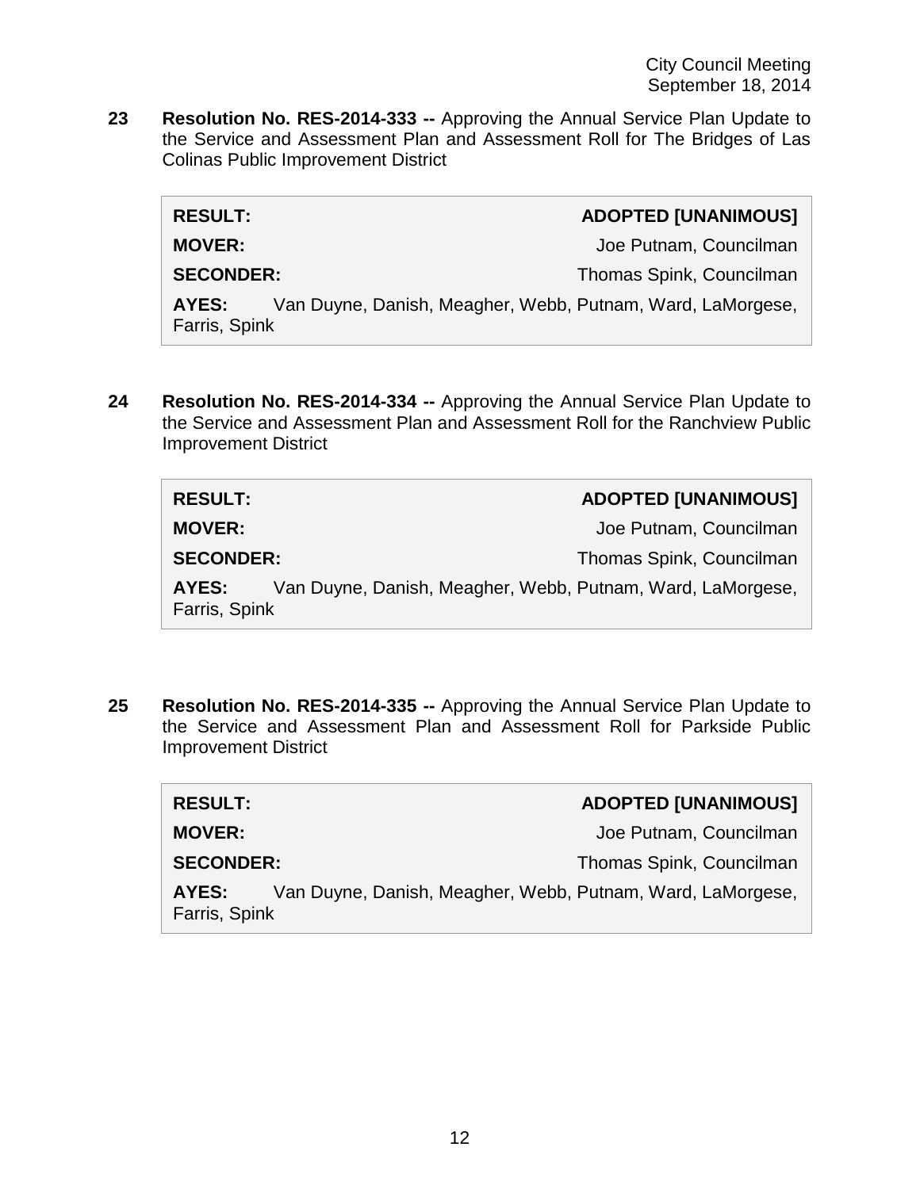**23 Resolution No. RES-2014-333 --** Approving the Annual Service Plan Update to the Service and Assessment Plan and Assessment Roll for The Bridges of Las Colinas Public Improvement District

| | |
|---|---|
| **RESULT:** | **ADOPTED [UNANIMOUS]** |
| **MOVER:** | Joe Putnam, Councilman |
| **SECONDER:** | Thomas Spink, Councilman |
| **AYES:** | Van Duyne, Danish, Meagher, Webb, Putnam, Ward, LaMorgese, Farris, Spink |

**24 Resolution No. RES-2014-334 --** Approving the Annual Service Plan Update to the Service and Assessment Plan and Assessment Roll for the Ranchview Public Improvement District

| | |
|---|---|
| **RESULT:** | **ADOPTED [UNANIMOUS]** |
| **MOVER:** | Joe Putnam, Councilman |
| **SECONDER:** | Thomas Spink, Councilman |
| **AYES:** | Van Duyne, Danish, Meagher, Webb, Putnam, Ward, LaMorgese, Farris, Spink |

**25 Resolution No. RES-2014-335 --** Approving the Annual Service Plan Update to the Service and Assessment Plan and Assessment Roll for Parkside Public Improvement District

| | |
|---|---|
| **RESULT:** | **ADOPTED [UNANIMOUS]** |
| **MOVER:** | Joe Putnam, Councilman |
| **SECONDER:** | Thomas Spink, Councilman |
| **AYES:** | Van Duyne, Danish, Meagher, Webb, Putnam, Ward, LaMorgese, Farris, Spink |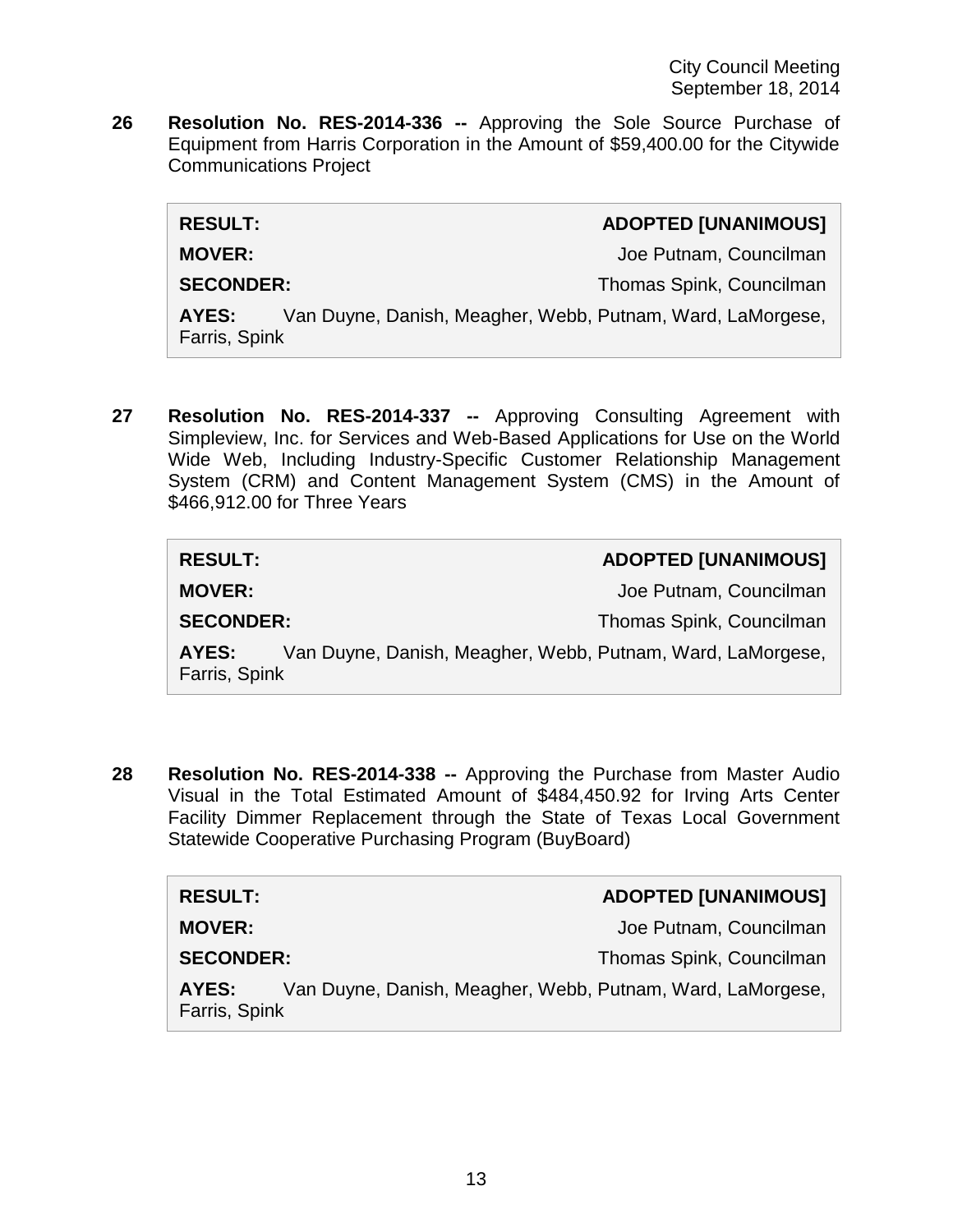**26** **Resolution No. RES-2014-336 --** Approving the Sole Source Purchase of Equipment from Harris Corporation in the Amount of $59,400.00 for the Citywide Communications Project

| | |
|---|---|
| **RESULT:** | **ADOPTED [UNANIMOUS]** |
| **MOVER:** | Joe Putnam, Councilman |
| **SECONDER:** | Thomas Spink, Councilman |
| **AYES:** | Van Duyne, Danish, Meagher, Webb, Putnam, Ward, LaMorgese, Farris, Spink |

**27** **Resolution No. RES-2014-337 --** Approving Consulting Agreement with Simpleview, Inc. for Services and Web-Based Applications for Use on the World Wide Web, Including Industry-Specific Customer Relationship Management System (CRM) and Content Management System (CMS) in the Amount of $466,912.00 for Three Years

| | |
|---|---|
| **RESULT:** | **ADOPTED [UNANIMOUS]** |
| **MOVER:** | Joe Putnam, Councilman |
| **SECONDER:** | Thomas Spink, Councilman |
| **AYES:** | Van Duyne, Danish, Meagher, Webb, Putnam, Ward, LaMorgese, Farris, Spink |

**28** **Resolution No. RES-2014-338 --** Approving the Purchase from Master Audio Visual in the Total Estimated Amount of $484,450.92 for Irving Arts Center Facility Dimmer Replacement through the State of Texas Local Government Statewide Cooperative Purchasing Program (BuyBoard)

| | |
|---|---|
| **RESULT:** | **ADOPTED [UNANIMOUS]** |
| **MOVER:** | Joe Putnam, Councilman |
| **SECONDER:** | Thomas Spink, Councilman |
| **AYES:** | Van Duyne, Danish, Meagher, Webb, Putnam, Ward, LaMorgese, Farris, Spink |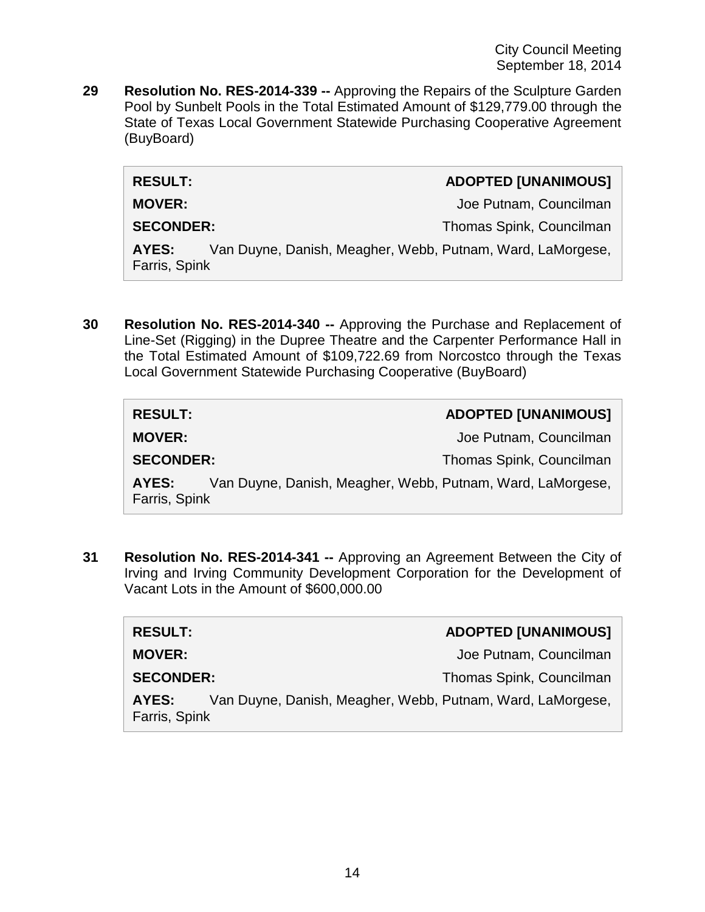**29 Resolution No. RES-2014-339 --** Approving the Repairs of the Sculpture Garden Pool by Sunbelt Pools in the Total Estimated Amount of $129,779.00 through the State of Texas Local Government Statewide Purchasing Cooperative Agreement (BuyBoard)

| | |
|---|---|
| **RESULT:** | **ADOPTED [UNANIMOUS]** |
| **MOVER:** | Joe Putnam, Councilman |
| **SECONDER:** | Thomas Spink, Councilman |
| **AYES:** | Van Duyne, Danish, Meagher, Webb, Putnam, Ward, LaMorgese, Farris, Spink |

**30 Resolution No. RES-2014-340 --** Approving the Purchase and Replacement of Line-Set (Rigging) in the Dupree Theatre and the Carpenter Performance Hall in the Total Estimated Amount of $109,722.69 from Norcostco through the Texas Local Government Statewide Purchasing Cooperative (BuyBoard)

| | |
|---|---|
| **RESULT:** | **ADOPTED [UNANIMOUS]** |
| **MOVER:** | Joe Putnam, Councilman |
| **SECONDER:** | Thomas Spink, Councilman |
| **AYES:** | Van Duyne, Danish, Meagher, Webb, Putnam, Ward, LaMorgese, Farris, Spink |

**31 Resolution No. RES-2014-341 --** Approving an Agreement Between the City of Irving and Irving Community Development Corporation for the Development of Vacant Lots in the Amount of $600,000.00

| | |
|---|---|
| **RESULT:** | **ADOPTED [UNANIMOUS]** |
| **MOVER:** | Joe Putnam, Councilman |
| **SECONDER:** | Thomas Spink, Councilman |
| **AYES:** | Van Duyne, Danish, Meagher, Webb, Putnam, Ward, LaMorgese, Farris, Spink |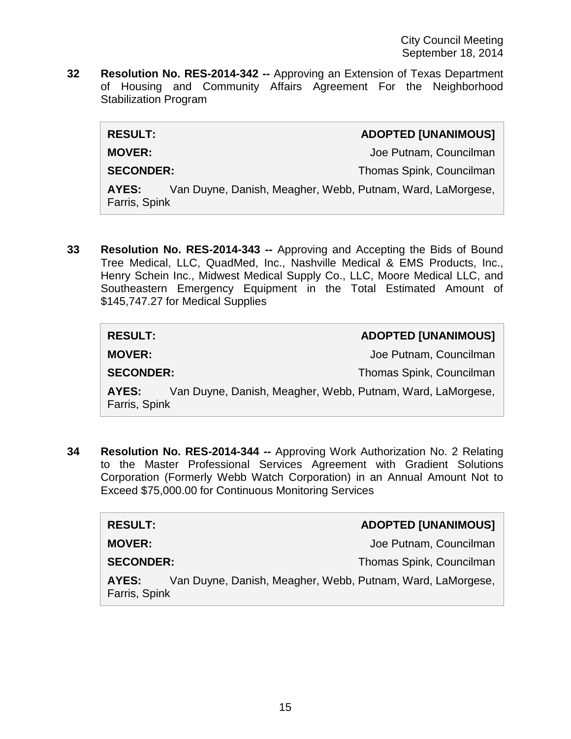**32 Resolution No. RES-2014-342 --** Approving an Extension of Texas Department of Housing and Community Affairs Agreement For the Neighborhood Stabilization Program

| | |
|---|---|
| **RESULT:** | **ADOPTED [UNANIMOUS]** |
| **MOVER:** | Joe Putnam, Councilman |
| **SECONDER:** | Thomas Spink, Councilman |
| **AYES:** | Van Duyne, Danish, Meagher, Webb, Putnam, Ward, LaMorgese, Farris, Spink |

**33 Resolution No. RES-2014-343 --** Approving and Accepting the Bids of Bound Tree Medical, LLC, QuadMed, Inc., Nashville Medical & EMS Products, Inc., Henry Schein Inc., Midwest Medical Supply Co., LLC, Moore Medical LLC, and Southeastern Emergency Equipment in the Total Estimated Amount of $145,747.27 for Medical Supplies

| | |
|---|---|
| **RESULT:** | **ADOPTED [UNANIMOUS]** |
| **MOVER:** | Joe Putnam, Councilman |
| **SECONDER:** | Thomas Spink, Councilman |
| **AYES:** | Van Duyne, Danish, Meagher, Webb, Putnam, Ward, LaMorgese, Farris, Spink |

**34 Resolution No. RES-2014-344 --** Approving Work Authorization No. 2 Relating to the Master Professional Services Agreement with Gradient Solutions Corporation (Formerly Webb Watch Corporation) in an Annual Amount Not to Exceed $75,000.00 for Continuous Monitoring Services

| | |
|---|---|
| **RESULT:** | **ADOPTED [UNANIMOUS]** |
| **MOVER:** | Joe Putnam, Councilman |
| **SECONDER:** | Thomas Spink, Councilman |
| **AYES:** | Van Duyne, Danish, Meagher, Webb, Putnam, Ward, LaMorgese, Farris, Spink |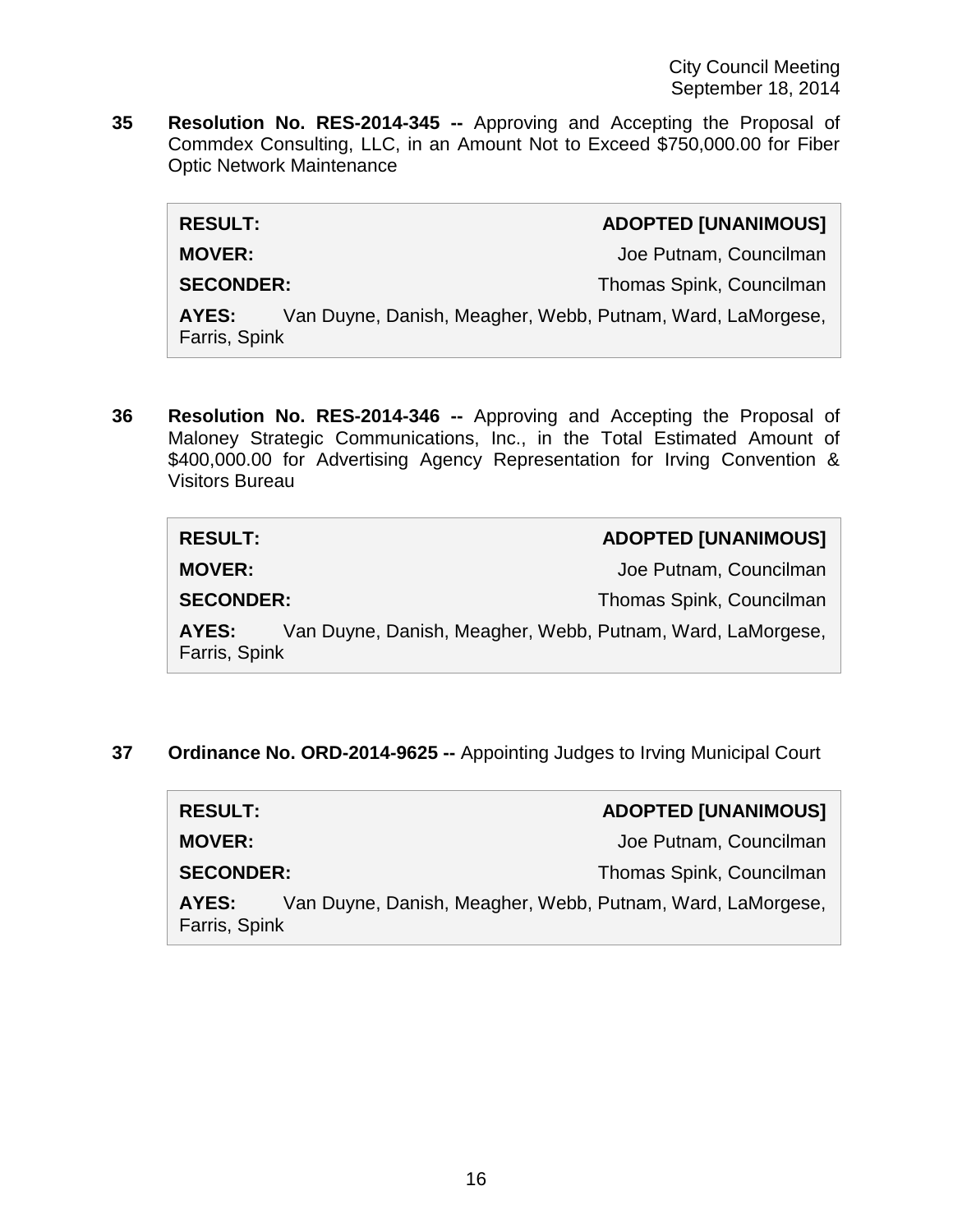**35 Resolution No. RES-2014-345 --** Approving and Accepting the Proposal of Commdex Consulting, LLC, in an Amount Not to Exceed $750,000.00 for Fiber Optic Network Maintenance

| | |
|---|---|
| **RESULT:** | **ADOPTED [UNANIMOUS]** |
| **MOVER:** | Joe Putnam, Councilman |
| **SECONDER:** | Thomas Spink, Councilman |
| **AYES:** | Van Duyne, Danish, Meagher, Webb, Putnam, Ward, LaMorgese, Farris, Spink |

**36 Resolution No. RES-2014-346 --** Approving and Accepting the Proposal of Maloney Strategic Communications, Inc., in the Total Estimated Amount of $400,000.00 for Advertising Agency Representation for Irving Convention & Visitors Bureau

| | |
|---|---|
| **RESULT:** | **ADOPTED [UNANIMOUS]** |
| **MOVER:** | Joe Putnam, Councilman |
| **SECONDER:** | Thomas Spink, Councilman |
| **AYES:** | Van Duyne, Danish, Meagher, Webb, Putnam, Ward, LaMorgese, Farris, Spink |

**37 Ordinance No. ORD-2014-9625 --** Appointing Judges to Irving Municipal Court

| | |
|---|---|
| **RESULT:** | **ADOPTED [UNANIMOUS]** |
| **MOVER:** | Joe Putnam, Councilman |
| **SECONDER:** | Thomas Spink, Councilman |
| **AYES:** | Van Duyne, Danish, Meagher, Webb, Putnam, Ward, LaMorgese, Farris, Spink |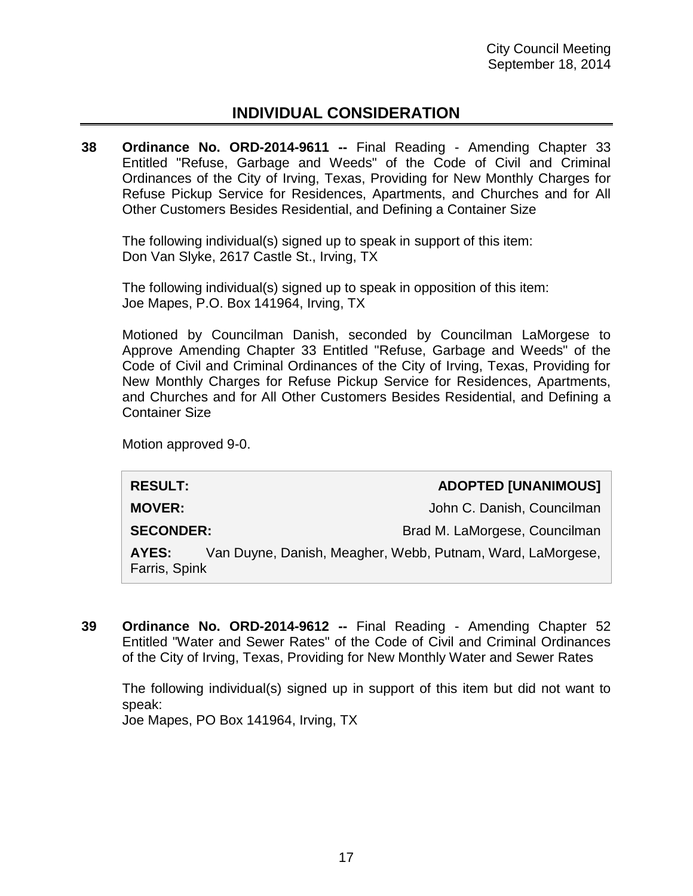## INDIVIDUAL CONSIDERATION

**38 Ordinance No. ORD-2014-9611 --** Final Reading - Amending Chapter 33 Entitled "Refuse, Garbage and Weeds" of the Code of Civil and Criminal Ordinances of the City of Irving, Texas, Providing for New Monthly Charges for Refuse Pickup Service for Residences, Apartments, and Churches and for All Other Customers Besides Residential, and Defining a Container Size

The following individual(s) signed up to speak in support of this item:
Don Van Slyke, 2617 Castle St., Irving, TX

The following individual(s) signed up to speak in opposition of this item:
Joe Mapes, P.O. Box 141964, Irving, TX

Motioned by Councilman Danish, seconded by Councilman LaMorgese to Approve Amending Chapter 33 Entitled "Refuse, Garbage and Weeds" of the Code of Civil and Criminal Ordinances of the City of Irving, Texas, Providing for New Monthly Charges for Refuse Pickup Service for Residences, Apartments, and Churches and for All Other Customers Besides Residential, and Defining a Container Size

Motion approved 9-0.

| | |
|---|---|
| **RESULT:** | **ADOPTED [UNANIMOUS]** |
| **MOVER:** | John C. Danish, Councilman |
| **SECONDER:** | Brad M. LaMorgese, Councilman |
| **AYES:** | Van Duyne, Danish, Meagher, Webb, Putnam, Ward, LaMorgese, Farris, Spink |

**39 Ordinance No. ORD-2014-9612 --** Final Reading - Amending Chapter 52 Entitled "Water and Sewer Rates" of the Code of Civil and Criminal Ordinances of the City of Irving, Texas, Providing for New Monthly Water and Sewer Rates

The following individual(s) signed up in support of this item but did not want to speak:
Joe Mapes, PO Box 141964, Irving, TX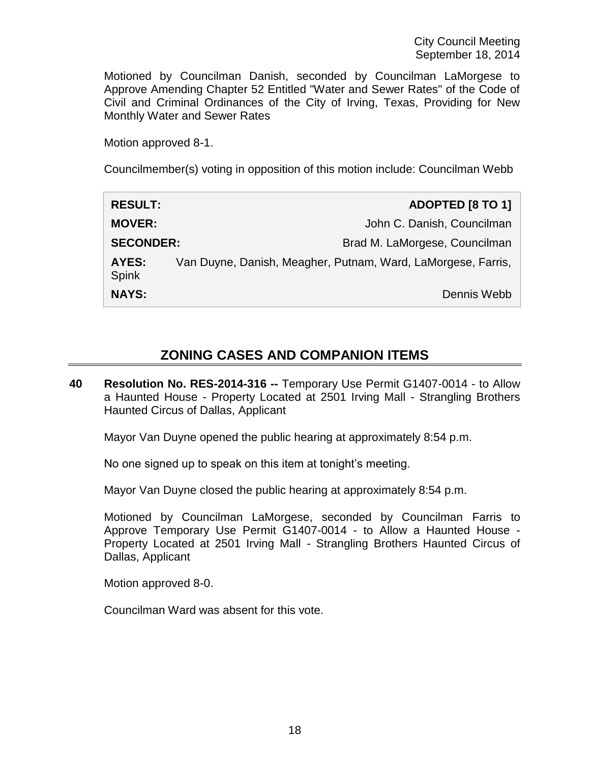Motioned by Councilman Danish, seconded by Councilman LaMorgese to Approve Amending Chapter 52 Entitled "Water and Sewer Rates" of the Code of Civil and Criminal Ordinances of the City of Irving, Texas, Providing for New Monthly Water and Sewer Rates

Motion approved 8-1.

Councilmember(s) voting in opposition of this motion include: Councilman Webb

| | |
|---|---|
| **RESULT:** | **ADOPTED [8 TO 1]** |
| **MOVER:** | John C. Danish, Councilman |
| **SECONDER:** | Brad M. LaMorgese, Councilman |
| **AYES:** | Van Duyne, Danish, Meagher, Putnam, Ward, LaMorgese, Farris, Spink |
| **NAYS:** | Dennis Webb |

## ZONING CASES AND COMPANION ITEMS

**40 Resolution No. RES-2014-316 --** Temporary Use Permit G1407-0014 - to Allow a Haunted House - Property Located at 2501 Irving Mall - Strangling Brothers Haunted Circus of Dallas, Applicant

Mayor Van Duyne opened the public hearing at approximately 8:54 p.m.

No one signed up to speak on this item at tonight's meeting.

Mayor Van Duyne closed the public hearing at approximately 8:54 p.m.

Motioned by Councilman LaMorgese, seconded by Councilman Farris to Approve Temporary Use Permit G1407-0014 - to Allow a Haunted House - Property Located at 2501 Irving Mall - Strangling Brothers Haunted Circus of Dallas, Applicant

Motion approved 8-0.

Councilman Ward was absent for this vote.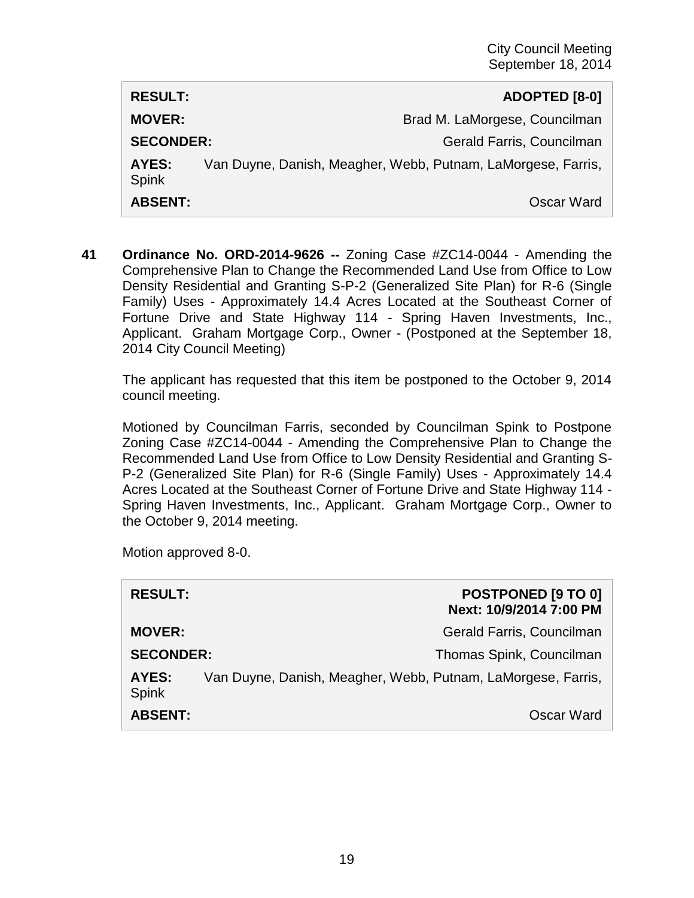| | |
|---|---|
| **RESULT:** | **ADOPTED [8-0]** |
| **MOVER:** | Brad M. LaMorgese, Councilman |
| **SECONDER:** | Gerald Farris, Councilman |
| **AYES:** | Van Duyne, Danish, Meagher, Webb, Putnam, LaMorgese, Farris, Spink |
| **ABSENT:** | Oscar Ward |

**41 Ordinance No. ORD-2014-9626 --** Zoning Case #ZC14-0044 - Amending the Comprehensive Plan to Change the Recommended Land Use from Office to Low Density Residential and Granting S-P-2 (Generalized Site Plan) for R-6 (Single Family) Uses - Approximately 14.4 Acres Located at the Southeast Corner of Fortune Drive and State Highway 114 - Spring Haven Investments, Inc., Applicant. Graham Mortgage Corp., Owner - (Postponed at the September 18, 2014 City Council Meeting)

The applicant has requested that this item be postponed to the October 9, 2014 council meeting.

Motioned by Councilman Farris, seconded by Councilman Spink to Postpone Zoning Case #ZC14-0044 - Amending the Comprehensive Plan to Change the Recommended Land Use from Office to Low Density Residential and Granting S-P-2 (Generalized Site Plan) for R-6 (Single Family) Uses - Approximately 14.4 Acres Located at the Southeast Corner of Fortune Drive and State Highway 114 - Spring Haven Investments, Inc., Applicant. Graham Mortgage Corp., Owner to the October 9, 2014 meeting.

Motion approved 8-0.

| | |
|---|---|
| **RESULT:** | **POSTPONED [9 TO 0]** **Next: 10/9/2014 7:00 PM** |
| **MOVER:** | Gerald Farris, Councilman |
| **SECONDER:** | Thomas Spink, Councilman |
| **AYES:** | Van Duyne, Danish, Meagher, Webb, Putnam, LaMorgese, Farris, Spink |
| **ABSENT:** | Oscar Ward |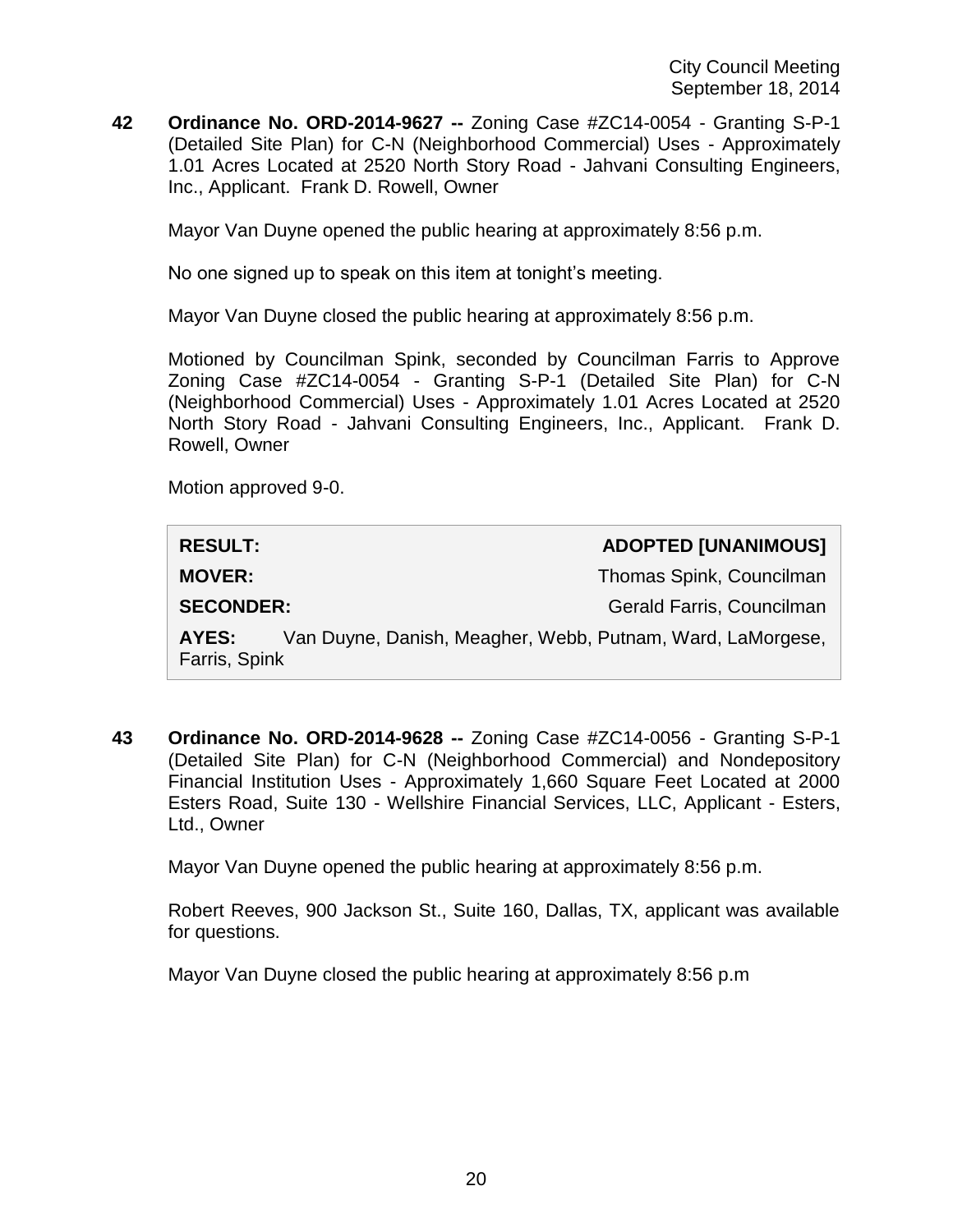**42 Ordinance No. ORD-2014-9627 --** Zoning Case #ZC14-0054 - Granting S-P-1 (Detailed Site Plan) for C-N (Neighborhood Commercial) Uses - Approximately 1.01 Acres Located at 2520 North Story Road - Jahvani Consulting Engineers, Inc., Applicant. Frank D. Rowell, Owner

Mayor Van Duyne opened the public hearing at approximately 8:56 p.m.

No one signed up to speak on this item at tonight's meeting.

Mayor Van Duyne closed the public hearing at approximately 8:56 p.m.

Motioned by Councilman Spink, seconded by Councilman Farris to Approve Zoning Case #ZC14-0054 - Granting S-P-1 (Detailed Site Plan) for C-N (Neighborhood Commercial) Uses - Approximately 1.01 Acres Located at 2520 North Story Road - Jahvani Consulting Engineers, Inc., Applicant. Frank D. Rowell, Owner

Motion approved 9-0.

| | |
|---|---|
| **RESULT:** | **ADOPTED [UNANIMOUS]** |
| **MOVER:** | Thomas Spink, Councilman |
| **SECONDER:** | Gerald Farris, Councilman |
| **AYES:** | Van Duyne, Danish, Meagher, Webb, Putnam, Ward, LaMorgese, Farris, Spink |

**43 Ordinance No. ORD-2014-9628 --** Zoning Case #ZC14-0056 - Granting S-P-1 (Detailed Site Plan) for C-N (Neighborhood Commercial) and Nondepository Financial Institution Uses - Approximately 1,660 Square Feet Located at 2000 Esters Road, Suite 130 - Wellshire Financial Services, LLC, Applicant - Esters, Ltd., Owner

Mayor Van Duyne opened the public hearing at approximately 8:56 p.m.

Robert Reeves, 900 Jackson St., Suite 160, Dallas, TX, applicant was available for questions.

Mayor Van Duyne closed the public hearing at approximately 8:56 p.m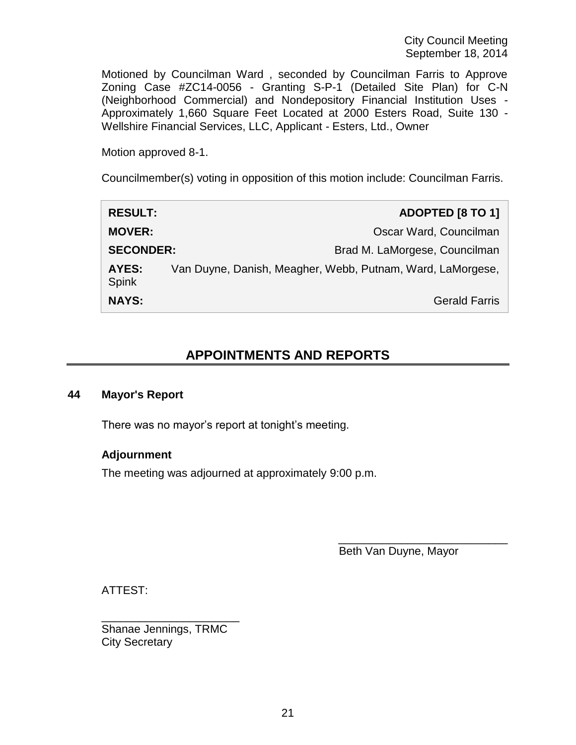Motioned by Councilman Ward , seconded by Councilman Farris to Approve Zoning Case #ZC14-0056 - Granting S-P-1 (Detailed Site Plan) for C-N (Neighborhood Commercial) and Nondepository Financial Institution Uses - Approximately 1,660 Square Feet Located at 2000 Esters Road, Suite 130 - Wellshire Financial Services, LLC, Applicant - Esters, Ltd., Owner

Motion approved 8-1.

Councilmember(s) voting in opposition of this motion include: Councilman Farris.

| | |
|---|---|
| **RESULT:** | **ADOPTED [8 TO 1]** |
| **MOVER:** | Oscar Ward, Councilman |
| **SECONDER:** | Brad M. LaMorgese, Councilman |
| **AYES:** | Van Duyne, Danish, Meagher, Webb, Putnam, Ward, LaMorgese, Spink |
| **NAYS:** | Gerald Farris |

## APPOINTMENTS AND REPORTS

### 44 Mayor's Report

There was no mayor's report at tonight's meeting.

**Adjournment**

The meeting was adjourned at approximately 9:00 p.m.

\_\_\_\_\_\_\_\_\_\_\_\_\_\_\_\_\_\_\_\_\_\_\_\_\_\_\_
Beth Van Duyne, Mayor

ATTEST:

\_\_\_\_\_\_\_\_\_\_\_\_\_\_\_\_\_\_\_\_\_\_\_
Shanae Jennings, TRMC
City Secretary